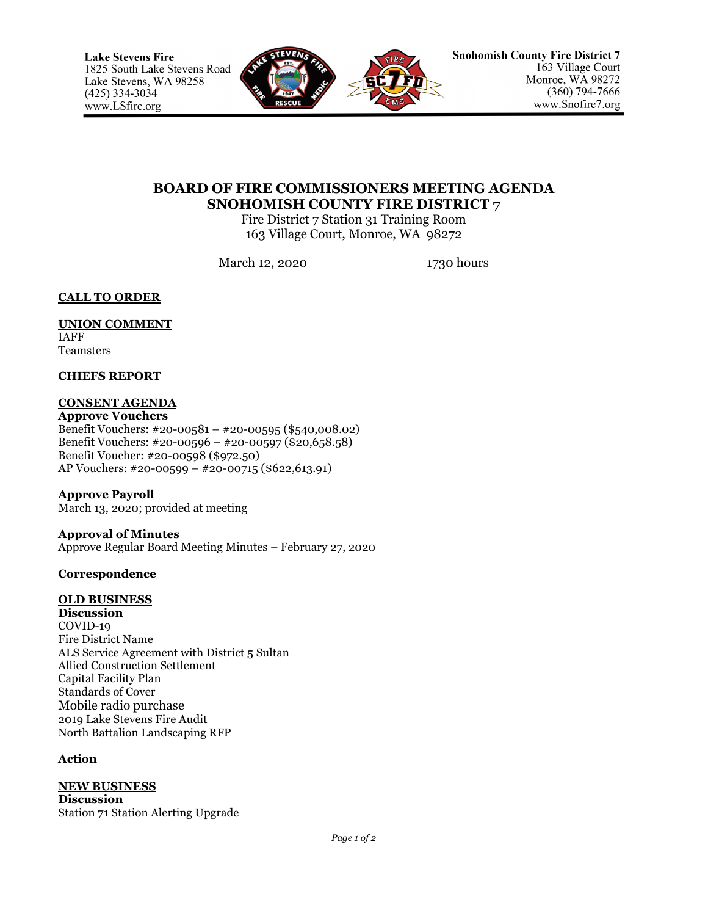**Lake Stevens Fire**
1825 South Lake Stevens Road
Lake Stevens, WA 98258
(425) 334-3034
www.LSfire.org

**Snohomish County Fire District 7**
163 Village Court
Monroe, WA 98272
(360) 794-7666
www.Snofire7.org

# BOARD OF FIRE COMMISSIONERS MEETING AGENDA
# SNOHOMISH COUNTY FIRE DISTRICT 7

Fire District 7 Station 31 Training Room
163 Village Court, Monroe, WA 98272

March 12, 2020 1730 hours

## CALL TO ORDER

## UNION COMMENT

IAFF
Teamsters

## CHIEFS REPORT

## CONSENT AGENDA

**Approve Vouchers**
Benefit Vouchers: #20-00581 – #20-00595 ($540,008.02)
Benefit Vouchers: #20-00596 – #20-00597 ($20,658.58)
Benefit Voucher: #20-00598 ($972.50)
AP Vouchers: #20-00599 – #20-00715 ($622,613.91)

**Approve Payroll**
March 13, 2020; provided at meeting

**Approval of Minutes**
Approve Regular Board Meeting Minutes – February 27, 2020

**Correspondence**

## OLD BUSINESS

**Discussion**
COVID-19
Fire District Name
ALS Service Agreement with District 5 Sultan
Allied Construction Settlement
Capital Facility Plan
Standards of Cover
Mobile radio purchase
2019 Lake Stevens Fire Audit
North Battalion Landscaping RFP

**Action**

## NEW BUSINESS

**Discussion**
Station 71 Station Alerting Upgrade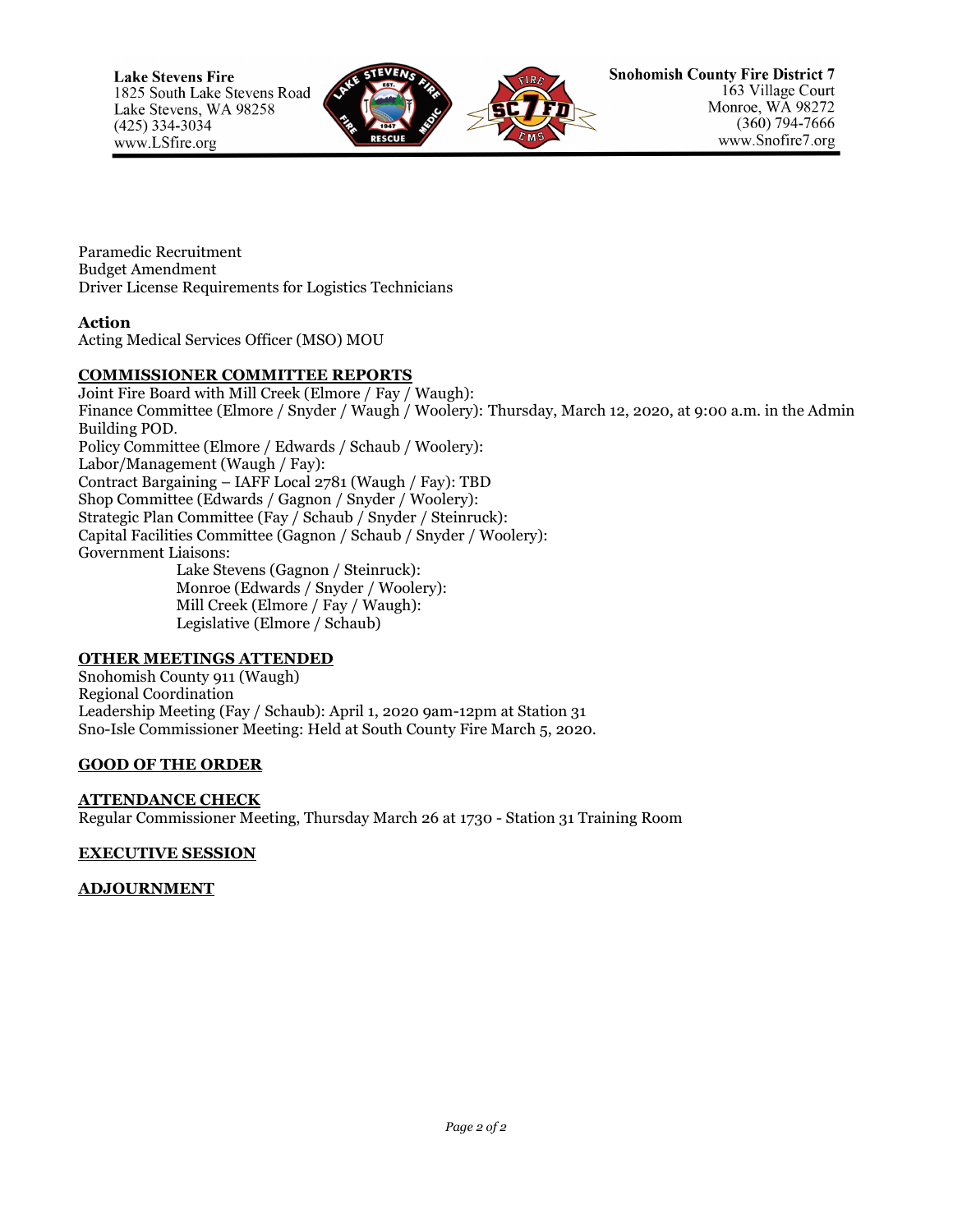Lake Stevens Fire
1825 South Lake Stevens Road
Lake Stevens, WA 98258
(425) 334-3034
www.LSfire.org

Snohomish County Fire District 7
163 Village Court
Monroe, WA 98272
(360) 794-7666
www.Snofire7.org

Paramedic Recruitment
Budget Amendment
Driver License Requirements for Logistics Technicians

**Action**
Acting Medical Services Officer (MSO) MOU

## COMMISSIONER COMMITTEE REPORTS

Joint Fire Board with Mill Creek (Elmore / Fay / Waugh):
Finance Committee (Elmore / Snyder / Waugh / Woolery): Thursday, March 12, 2020, at 9:00 a.m. in the Admin Building POD.
Policy Committee (Elmore / Edwards / Schaub / Woolery):
Labor/Management (Waugh / Fay):
Contract Bargaining – IAFF Local 2781 (Waugh / Fay): TBD
Shop Committee (Edwards / Gagnon / Snyder / Woolery):
Strategic Plan Committee (Fay / Schaub / Snyder / Steinruck):
Capital Facilities Committee (Gagnon / Schaub / Snyder / Woolery):
Government Liaisons:

- Lake Stevens (Gagnon / Steinruck):
- Monroe (Edwards / Snyder / Woolery):
- Mill Creek (Elmore / Fay / Waugh):
- Legislative (Elmore / Schaub)

## OTHER MEETINGS ATTENDED

Snohomish County 911 (Waugh)
Regional Coordination
Leadership Meeting (Fay / Schaub): April 1, 2020 9am-12pm at Station 31
Sno-Isle Commissioner Meeting: Held at South County Fire March 5, 2020.

## GOOD OF THE ORDER

## ATTENDANCE CHECK

Regular Commissioner Meeting, Thursday March 26 at 1730 - Station 31 Training Room

## EXECUTIVE SESSION

## ADJOURNMENT